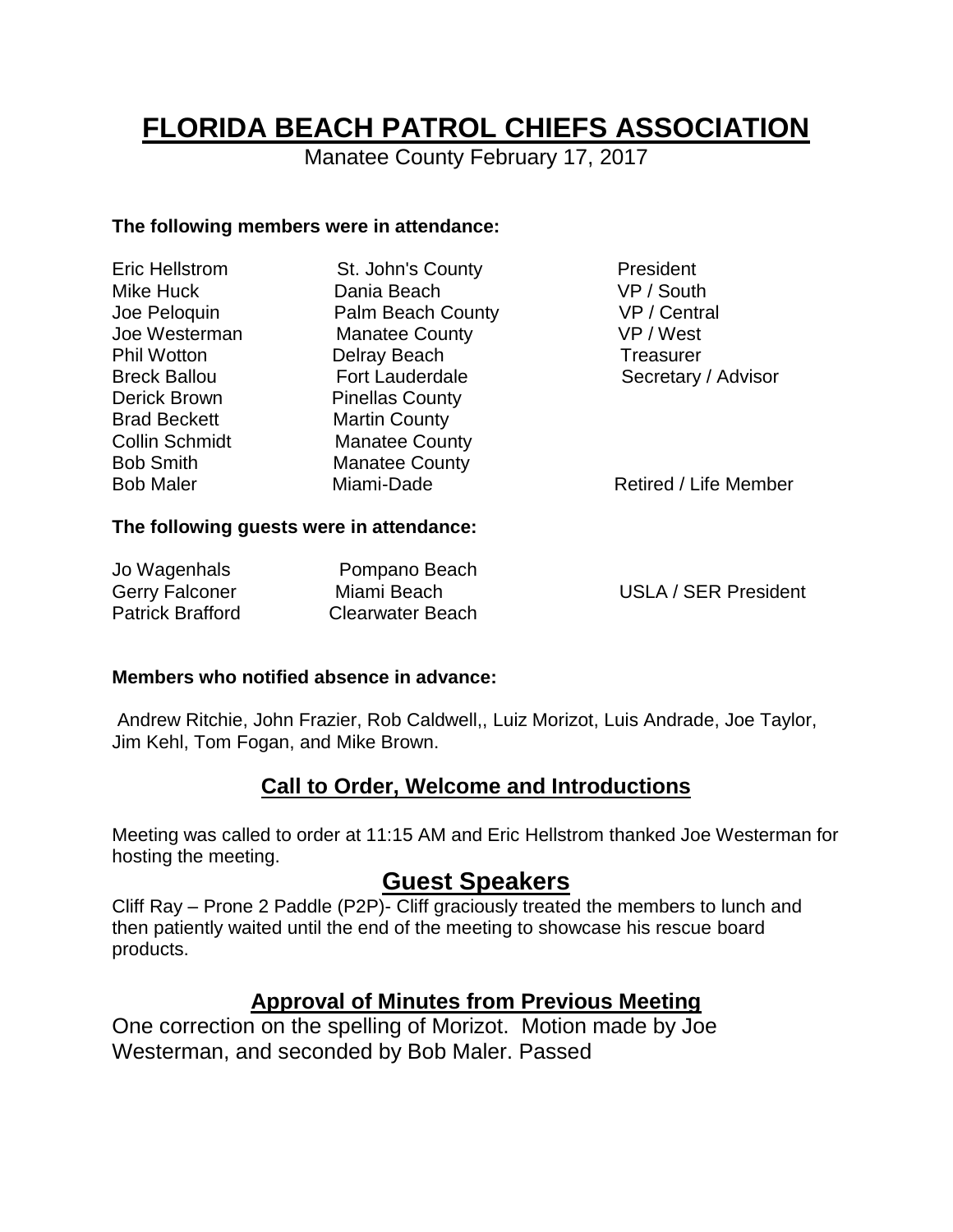# FLORIDA BEACH PATROL CHIEFS ASSOCIATION

Manatee County February 17, 2017

**The following members were in attendance:**

| | | |
|---|---|---|
| Eric Hellstrom | St. John's County | President |
| Mike Huck | Dania Beach | VP / South |
| Joe Peloquin | Palm Beach County | VP / Central |
| Joe Westerman | Manatee County | VP / West |
| Phil Wotton | Delray Beach | Treasurer |
| Breck Ballou | Fort Lauderdale | Secretary / Advisor |
| Derick Brown | Pinellas County | |
| Brad Beckett | Martin County | |
| Collin Schmidt | Manatee County | |
| Bob Smith | Manatee County | |
| Bob Maler | Miami-Dade | Retired / Life Member |

**The following guests were in attendance:**

| | | |
|---|---|---|
| Jo Wagenhals | Pompano Beach | |
| Gerry Falconer | Miami Beach | USLA / SER President |
| Patrick Brafford | Clearwater Beach | |

**Members who notified absence in advance:**

Andrew Ritchie, John Frazier, Rob Caldwell,, Luiz Morizot, Luis Andrade, Joe Taylor, Jim Kehl, Tom Fogan, and Mike Brown.

## Call to Order, Welcome and Introductions

Meeting was called to order at 11:15 AM and Eric Hellstrom thanked Joe Westerman for hosting the meeting.

## Guest Speakers

Cliff Ray – Prone 2 Paddle (P2P)- Cliff graciously treated the members to lunch and then patiently waited until the end of the meeting to showcase his rescue board products.

## Approval of Minutes from Previous Meeting

One correction on the spelling of Morizot. Motion made by Joe Westerman, and seconded by Bob Maler. Passed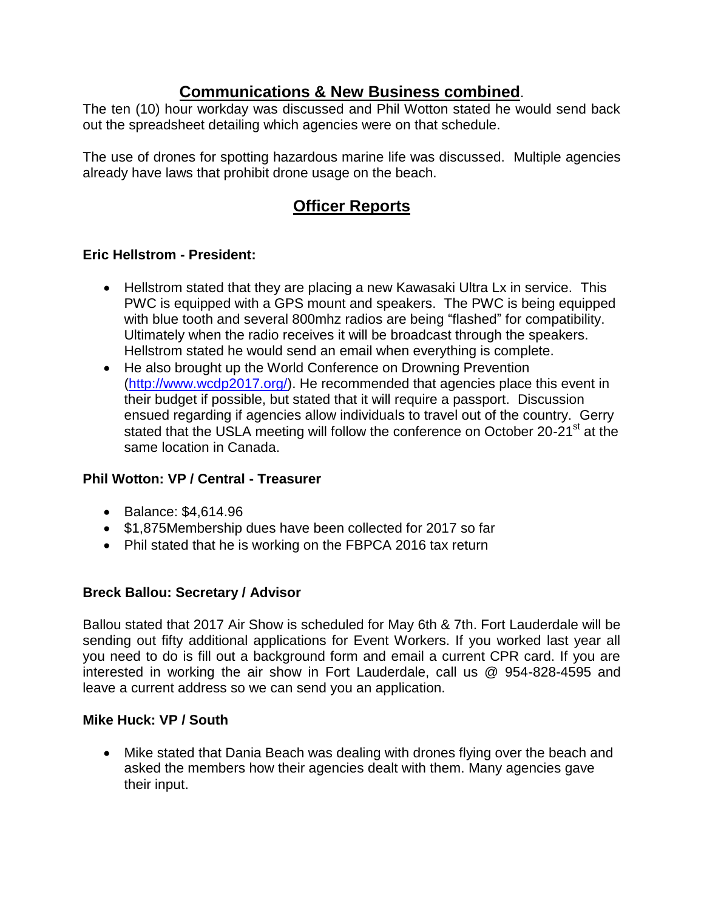## Communications & New Business combined.

The ten (10) hour workday was discussed and Phil Wotton stated he would send back out the spreadsheet detailing which agencies were on that schedule.

The use of drones for spotting hazardous marine life was discussed. Multiple agencies already have laws that prohibit drone usage on the beach.

## Officer Reports

**Eric Hellstrom - President:**

- Hellstrom stated that they are placing a new Kawasaki Ultra Lx in service. This PWC is equipped with a GPS mount and speakers. The PWC is being equipped with blue tooth and several 800mhz radios are being "flashed" for compatibility. Ultimately when the radio receives it will be broadcast through the speakers. Hellstrom stated he would send an email when everything is complete.
- He also brought up the World Conference on Drowning Prevention (http://www.wcdp2017.org/). He recommended that agencies place this event in their budget if possible, but stated that it will require a passport. Discussion ensued regarding if agencies allow individuals to travel out of the country. Gerry stated that the USLA meeting will follow the conference on October 20-21st at the same location in Canada.

**Phil Wotton: VP / Central - Treasurer**

- Balance: $4,614.96
- $1,875Membership dues have been collected for 2017 so far
- Phil stated that he is working on the FBPCA 2016 tax return

**Breck Ballou: Secretary / Advisor**

Ballou stated that 2017 Air Show is scheduled for May 6th & 7th. Fort Lauderdale will be sending out fifty additional applications for Event Workers. If you worked last year all you need to do is fill out a background form and email a current CPR card. If you are interested in working the air show in Fort Lauderdale, call us @ 954-828-4595 and leave a current address so we can send you an application.

**Mike Huck: VP / South**

- Mike stated that Dania Beach was dealing with drones flying over the beach and asked the members how their agencies dealt with them. Many agencies gave their input.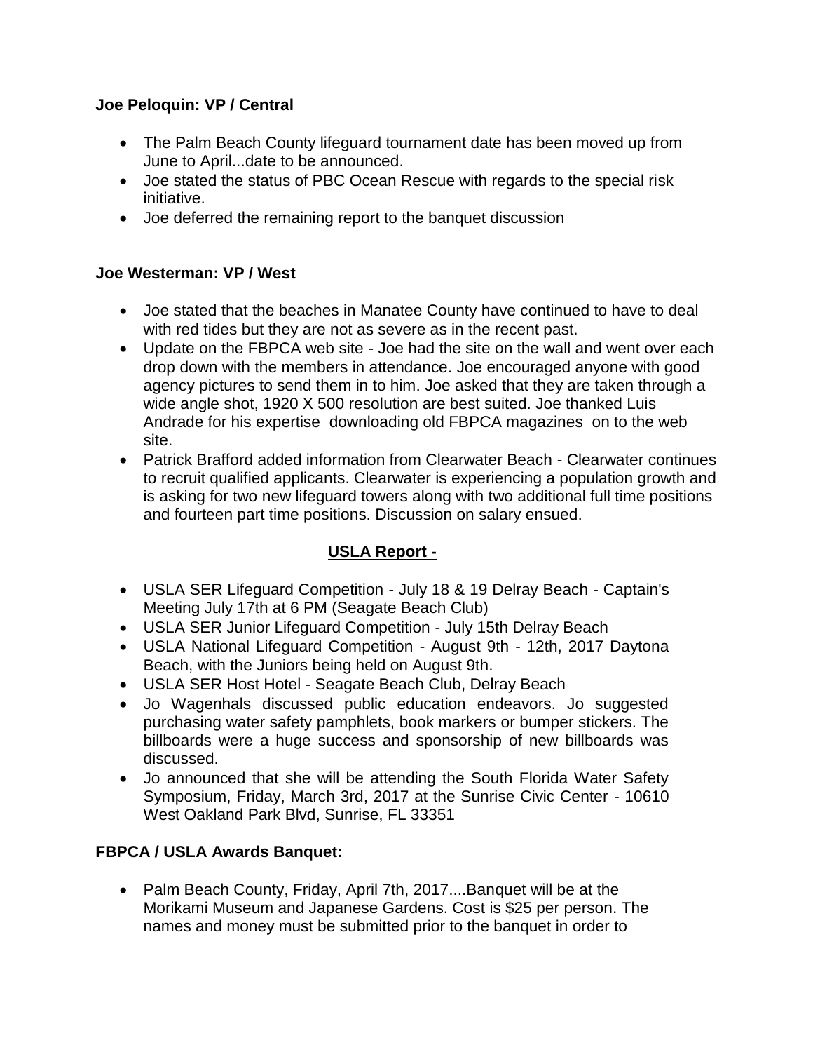**Joe Peloquin: VP / Central**

- The Palm Beach County lifeguard tournament date has been moved up from June to April...date to be announced.
- Joe stated the status of PBC Ocean Rescue with regards to the special risk initiative.
- Joe deferred the remaining report to the banquet discussion

**Joe Westerman: VP / West**

- Joe stated that the beaches in Manatee County have continued to have to deal with red tides but they are not as severe as in the recent past.
- Update on the FBPCA web site - Joe had the site on the wall and went over each drop down with the members in attendance. Joe encouraged anyone with good agency pictures to send them in to him. Joe asked that they are taken through a wide angle shot, 1920 X 500 resolution are best suited. Joe thanked Luis Andrade for his expertise downloading old FBPCA magazines on to the web site.
- Patrick Brafford added information from Clearwater Beach - Clearwater continues to recruit qualified applicants. Clearwater is experiencing a population growth and is asking for two new lifeguard towers along with two additional full time positions and fourteen part time positions. Discussion on salary ensued.

**<u>USLA Report -</u>**

- USLA SER Lifeguard Competition - July 18 & 19 Delray Beach - Captain's Meeting July 17th at 6 PM (Seagate Beach Club)
- USLA SER Junior Lifeguard Competition - July 15th Delray Beach
- USLA National Lifeguard Competition - August 9th - 12th, 2017 Daytona Beach, with the Juniors being held on August 9th.
- USLA SER Host Hotel - Seagate Beach Club, Delray Beach
- Jo Wagenhals discussed public education endeavors. Jo suggested purchasing water safety pamphlets, book markers or bumper stickers. The billboards were a huge success and sponsorship of new billboards was discussed.
- Jo announced that she will be attending the South Florida Water Safety Symposium, Friday, March 3rd, 2017 at the Sunrise Civic Center - 10610 West Oakland Park Blvd, Sunrise, FL 33351

**FBPCA / USLA Awards Banquet:**

- Palm Beach County, Friday, April 7th, 2017....Banquet will be at the Morikami Museum and Japanese Gardens. Cost is $25 per person. The names and money must be submitted prior to the banquet in order to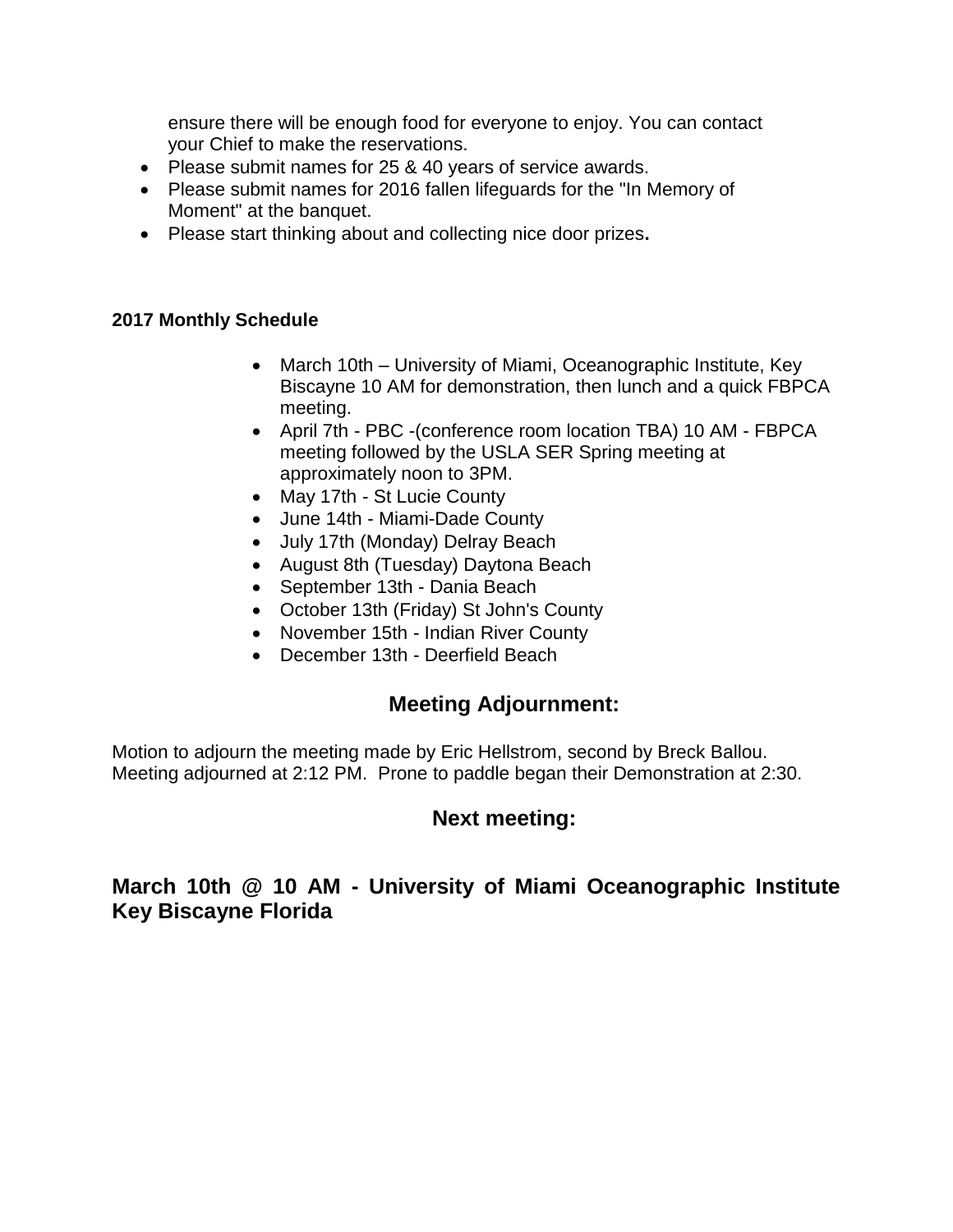ensure there will be enough food for everyone to enjoy. You can contact your Chief to make the reservations.

- Please submit names for 25 & 40 years of service awards.
- Please submit names for 2016 fallen lifeguards for the "In Memory of Moment" at the banquet.
- Please start thinking about and collecting nice door prizes**.**

**2017 Monthly Schedule**

- March 10th – University of Miami, Oceanographic Institute, Key Biscayne 10 AM for demonstration, then lunch and a quick FBPCA meeting.
- April 7th - PBC -(conference room location TBA) 10 AM - FBPCA meeting followed by the USLA SER Spring meeting at approximately noon to 3PM.
- May 17th - St Lucie County
- June 14th - Miami-Dade County
- July 17th (Monday) Delray Beach
- August 8th (Tuesday) Daytona Beach
- September 13th - Dania Beach
- October 13th (Friday) St John's County
- November 15th - Indian River County
- December 13th - Deerfield Beach

## Meeting Adjournment:

Motion to adjourn the meeting made by Eric Hellstrom, second by Breck Ballou. Meeting adjourned at 2:12 PM. Prone to paddle began their Demonstration at 2:30.

## Next meeting:

## March 10th @ 10 AM - University of Miami Oceanographic Institute Key Biscayne Florida